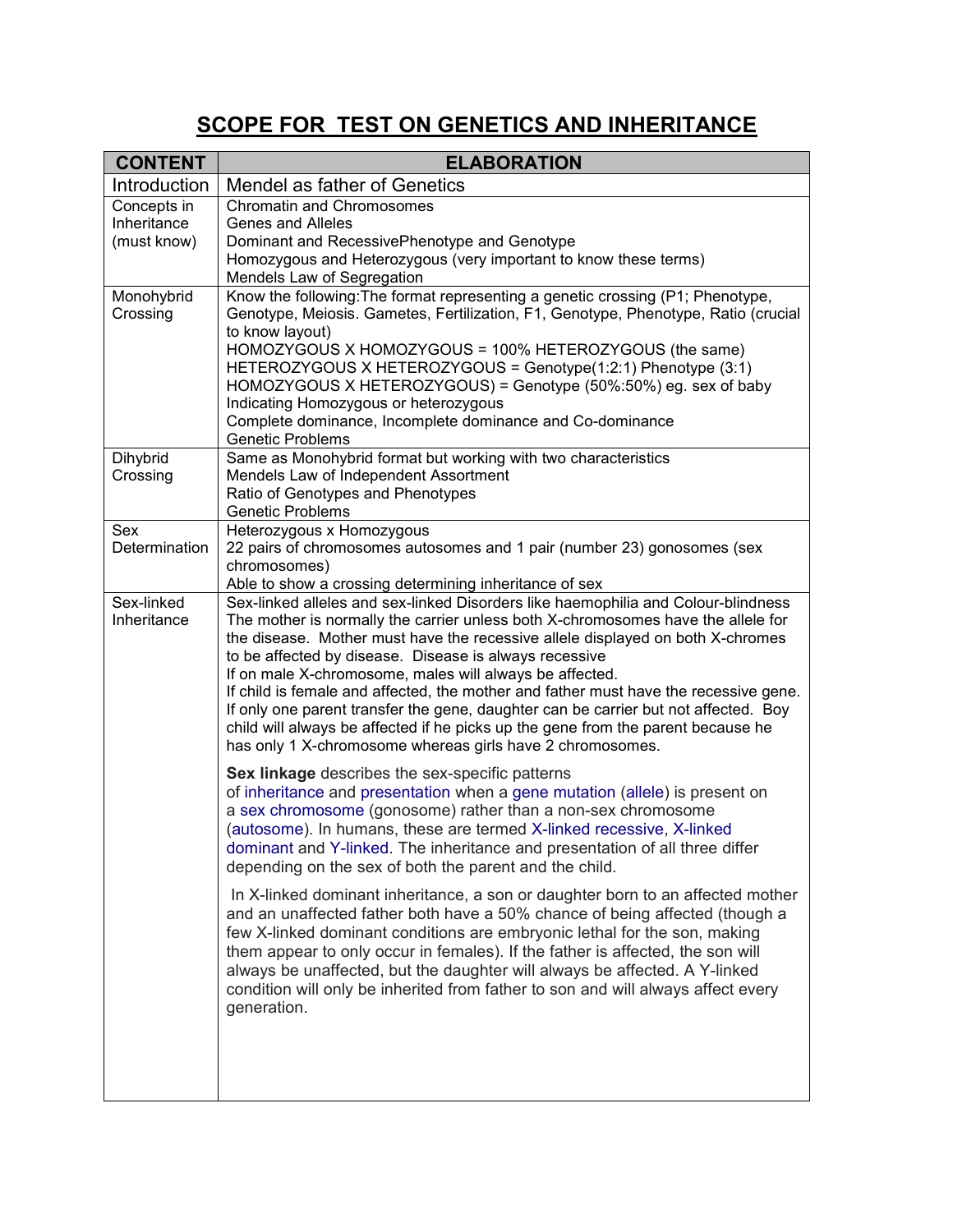# SCOPE FOR TEST ON GENETICS AND INHERITANCE

| CONTENT | ELABORATION |
|---|---|
| Introduction | Mendel as father of Genetics |
| Concepts in Inheritance (must know) | Chromatin and Chromosomes<br>Genes and Alleles<br>Dominant and RecessivePhenotype and Genotype<br>Homozygous and Heterozygous (very important to know these terms)<br>Mendels Law of Segregation |
| Monohybrid Crossing | Know the following:The format representing a genetic crossing (P1; Phenotype, Genotype, Meiosis. Gametes, Fertilization, F1, Genotype, Phenotype, Ratio (crucial to know layout)<br>HOMOZYGOUS X HOMOZYGOUS = 100% HETEROZYGOUS (the same)<br>HETEROZYGOUS X HETEROZYGOUS = Genotype(1:2:1) Phenotype (3:1)<br>HOMOZYGOUS X HETEROZYGOUS) = Genotype (50%:50%) eg. sex of baby<br>Indicating Homozygous or heterozygous<br>Complete dominance, Incomplete dominance and Co-dominance<br>Genetic Problems |
| Dihybrid Crossing | Same as Monohybrid format but working with two characteristics<br>Mendels Law of Independent Assortment<br>Ratio of Genotypes and Phenotypes<br>Genetic Problems |
| Sex Determination | Heterozygous x Homozygous<br>22 pairs of chromosomes autosomes and 1 pair (number 23) gonosomes (sex chromosomes)<br>Able to show a crossing determining inheritance of sex |
| Sex-linked Inheritance | Sex-linked alleles and sex-linked Disorders like haemophilia and Colour-blindness<br>The mother is normally the carrier unless both X-chromosomes have the allele for the disease. Mother must have the recessive allele displayed on both X-chromes to be affected by disease. Disease is always recessive<br>If on male X-chromosome, males will always be affected.<br>If child is female and affected, the mother and father must have the recessive gene.<br>If only one parent transfer the gene, daughter can be carrier but not affected. Boy child will always be affected if he picks up the gene from the parent because he has only 1 X-chromosome whereas girls have 2 chromosomes.<br><br>**Sex linkage** describes the sex-specific patterns of inheritance and presentation when a gene mutation (allele) is present on a sex chromosome (gonosome) rather than a non-sex chromosome (autosome). In humans, these are termed X-linked recessive, X-linked dominant and Y-linked. The inheritance and presentation of all three differ depending on the sex of both the parent and the child.<br><br>In X-linked dominant inheritance, a son or daughter born to an affected mother and an unaffected father both have a 50% chance of being affected (though a few X-linked dominant conditions are embryonic lethal for the son, making them appear to only occur in females). If the father is affected, the son will always be unaffected, but the daughter will always be affected. A Y-linked condition will only be inherited from father to son and will always affect every generation. |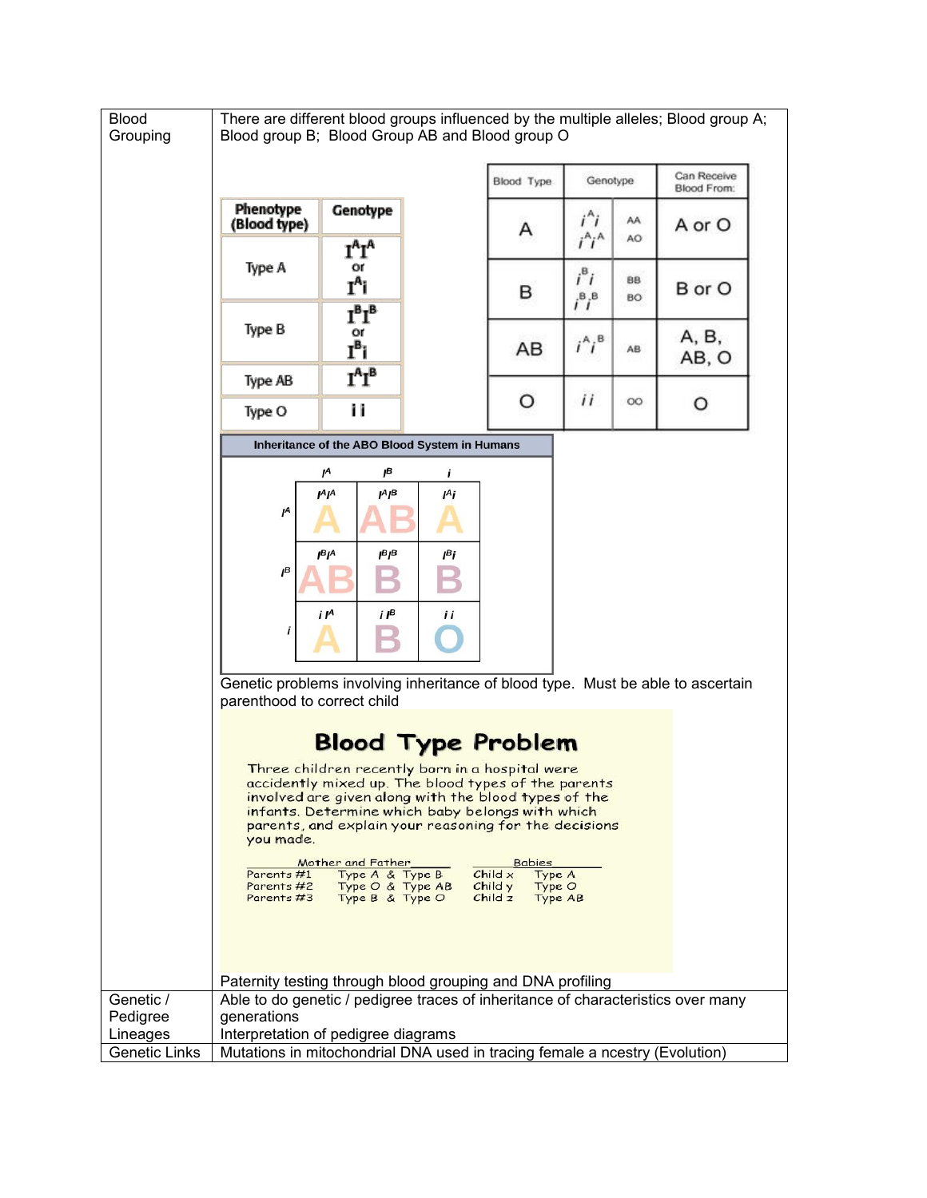| | |
|---|---|
| Blood Grouping | There are different blood groups influenced by the multiple alleles; Blood group A; Blood group B; Blood Group AB and Blood group O |

| Phenotype (Blood type) | Genotype |
|---|---|
| Type A | $I^AI^A$ or $I^Ai$ |
| Type B | $I^BI^B$ or $I^Bi$ |
| Type AB | $I^AI^B$ |
| Type O | ii |

| Blood Type | Genotype | | Can Receive Blood From: |
|---|---|---|---|
| A | $i^Ai$, $i^Ai^A$ | AA, AO | A or O |
| B | $i^Bi$, $i^Bi^B$ | BB, BO | B or O |
| AB | $i^Ai^B$ | AB | A, B, AB, O |
| O | $ii$ | OO | O |

**Inheritance of the ABO Blood System in Humans**

| | $I^A$ | $I^B$ | $i$ |
|---|---|---|---|
| $I^A$ | $I^AI^A$ A | $I^AI^B$ AB | $I^Ai$ A |
| $I^B$ | $I^BI^A$ AB | $I^BI^B$ B | $I^Bi$ B |
| $i$ | $iI^A$ A | $iI^B$ B | $ii$ O |

Genetic problems involving inheritance of blood type. Must be able to ascertain parenthood to correct child

## Blood Type Problem

Three children recently born in a hospital were accidently mixed up. The blood types of the parents involved are given along with the blood types of the infants. Determine which baby belongs with which parents, and explain your reasoning for the decisions you made.

| Mother and Father | | Babies | |
|---|---|---|---|
| Parents #1 | Type A & Type B | Child x | Type A |
| Parents #2 | Type O & Type AB | Child y | Type O |
| Parents #3 | Type B & Type O | Child z | Type AB |

Paternity testing through blood grouping and DNA profiling

| | |
|---|---|
| Genetic / Pedigree Lineages | Able to do genetic / pedigree traces of inheritance of characteristics over many generations<br>Interpretation of pedigree diagrams |
| Genetic Links | Mutations in mitochondrial DNA used in tracing female a ncestry (Evolution) |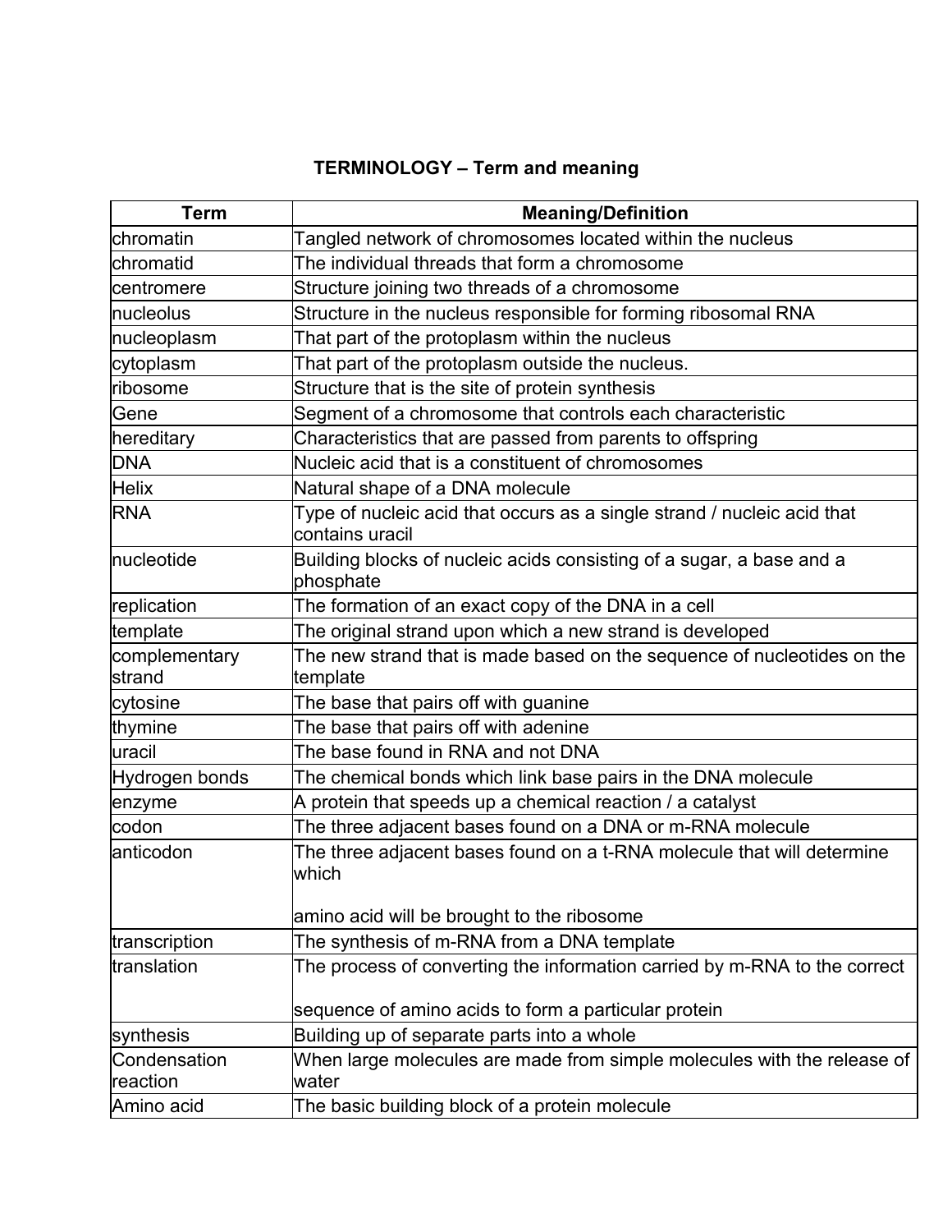**TERMINOLOGY – Term and meaning**

| Term | Meaning/Definition |
| --- | --- |
| chromatin | Tangled network of chromosomes located within the nucleus |
| chromatid | The individual threads that form a chromosome |
| centromere | Structure joining two threads of a chromosome |
| nucleolus | Structure in the nucleus responsible for forming ribosomal RNA |
| nucleoplasm | That part of the protoplasm within the nucleus |
| cytoplasm | That part of the protoplasm outside the nucleus. |
| ribosome | Structure that is the site of protein synthesis |
| Gene | Segment of a chromosome that controls each characteristic |
| hereditary | Characteristics that are passed from parents to offspring |
| DNA | Nucleic acid that is a constituent of chromosomes |
| Helix | Natural shape of a DNA molecule |
| RNA | Type of nucleic acid that occurs as a single strand / nucleic acid that contains uracil |
| nucleotide | Building blocks of nucleic acids consisting of a sugar, a base and a phosphate |
| replication | The formation of an exact copy of the DNA in a cell |
| template | The original strand upon which a new strand is developed |
| complementary strand | The new strand that is made based on the sequence of nucleotides on the template |
| cytosine | The base that pairs off with guanine |
| thymine | The base that pairs off with adenine |
| uracil | The base found in RNA and not DNA |
| Hydrogen bonds | The chemical bonds which link base pairs in the DNA molecule |
| enzyme | A protein that speeds up a chemical reaction / a catalyst |
| codon | The three adjacent bases found on a DNA or m-RNA molecule |
| anticodon | The three adjacent bases found on a t-RNA molecule that will determine which amino acid will be brought to the ribosome |
| transcription | The synthesis of m-RNA from a DNA template |
| translation | The process of converting the information carried by m-RNA to the correct sequence of amino acids to form a particular protein |
| synthesis | Building up of separate parts into a whole |
| Condensation reaction | When large molecules are made from simple molecules with the release of water |
| Amino acid | The basic building block of a protein molecule |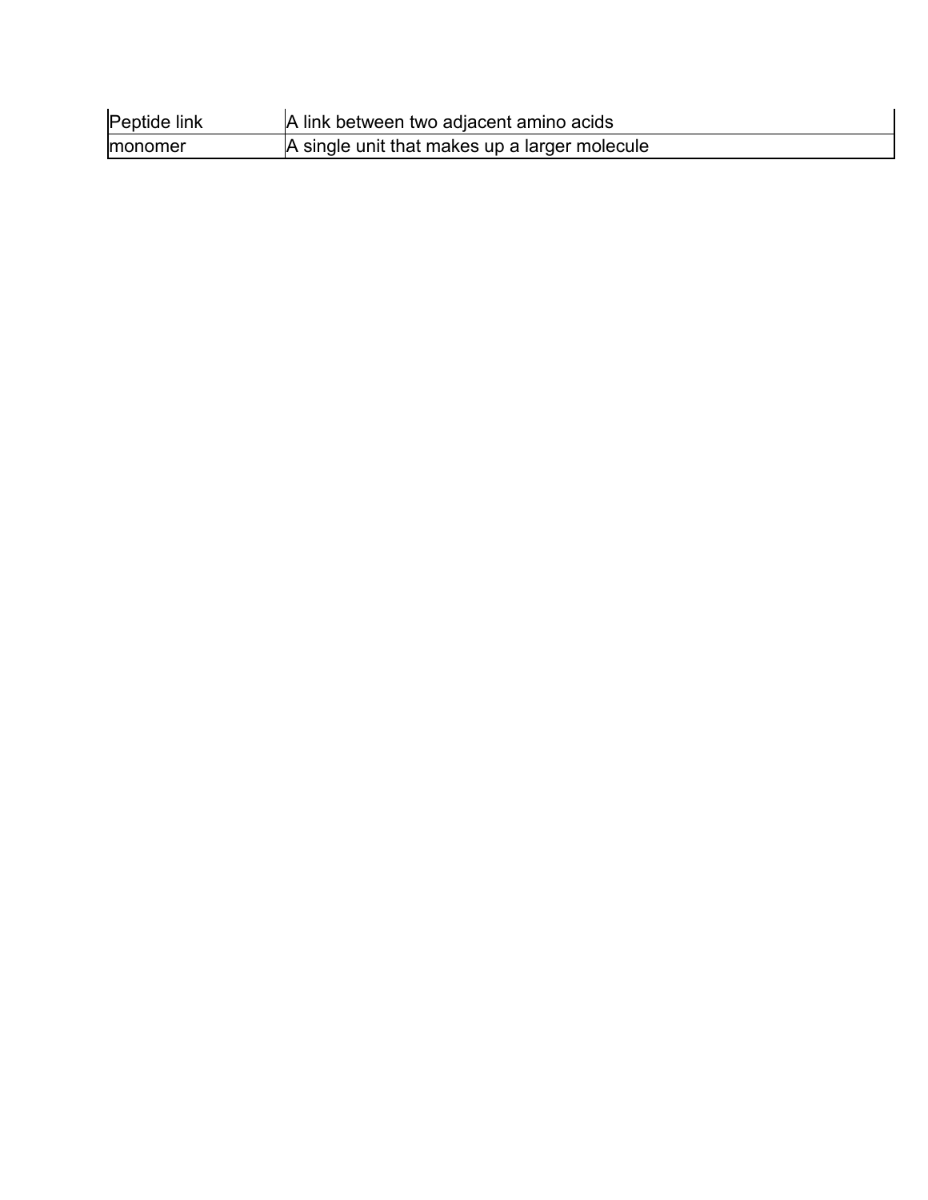| Peptide link | A link between two adjacent amino acids |
|---|---|
| monomer | A single unit that makes up a larger molecule |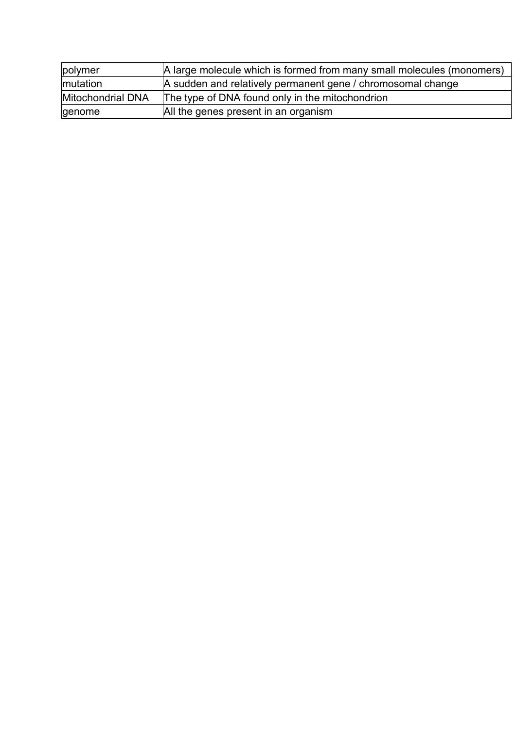| | |
|---|---|
| polymer | A large molecule which is formed from many small molecules (monomers) |
| mutation | A sudden and relatively permanent gene / chromosomal change |
| Mitochondrial DNA | The type of DNA found only in the mitochondrion |
| genome | All the genes present in an organism |